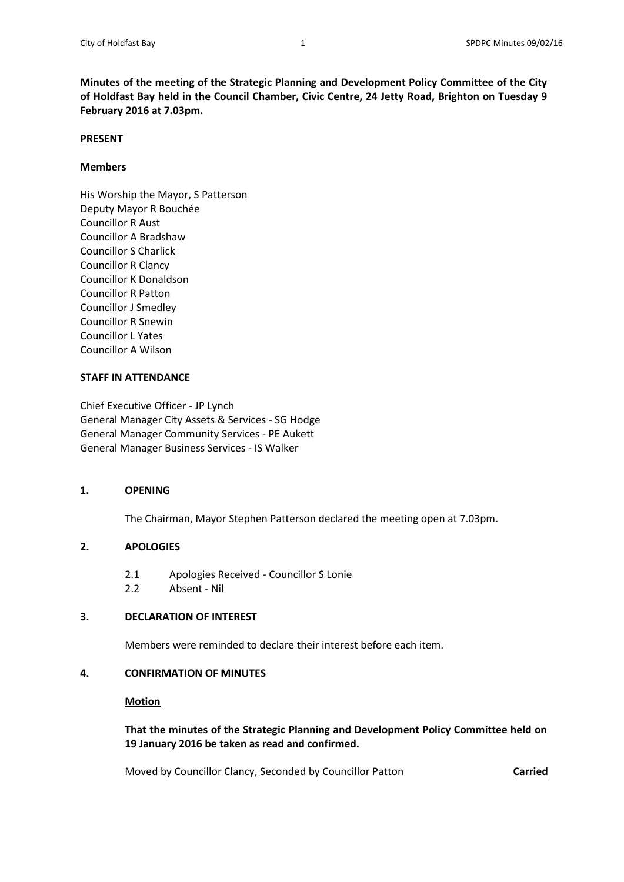**Minutes of the meeting of the Strategic Planning and Development Policy Committee of the City of Holdfast Bay held in the Council Chamber, Civic Centre, 24 Jetty Road, Brighton on Tuesday 9 February 2016 at 7.03pm.**

**PRESENT**

**Members**

His Worship the Mayor, S Patterson
Deputy Mayor R Bouchée
Councillor R Aust
Councillor A Bradshaw
Councillor S Charlick
Councillor R Clancy
Councillor K Donaldson
Councillor R Patton
Councillor J Smedley
Councillor R Snewin
Councillor L Yates
Councillor A Wilson

**STAFF IN ATTENDANCE**

Chief Executive Officer - JP Lynch
General Manager City Assets & Services - SG Hodge
General Manager Community Services - PE Aukett
General Manager Business Services - IS Walker

## 1. OPENING

The Chairman, Mayor Stephen Patterson declared the meeting open at 7.03pm.

## 2. APOLOGIES

2.1 Apologies Received - Councillor S Lonie
2.2 Absent - Nil

## 3. DECLARATION OF INTEREST

Members were reminded to declare their interest before each item.

## 4. CONFIRMATION OF MINUTES

**Motion**

**That the minutes of the Strategic Planning and Development Policy Committee held on 19 January 2016 be taken as read and confirmed.**

Moved by Councillor Clancy, Seconded by Councillor Patton **Carried**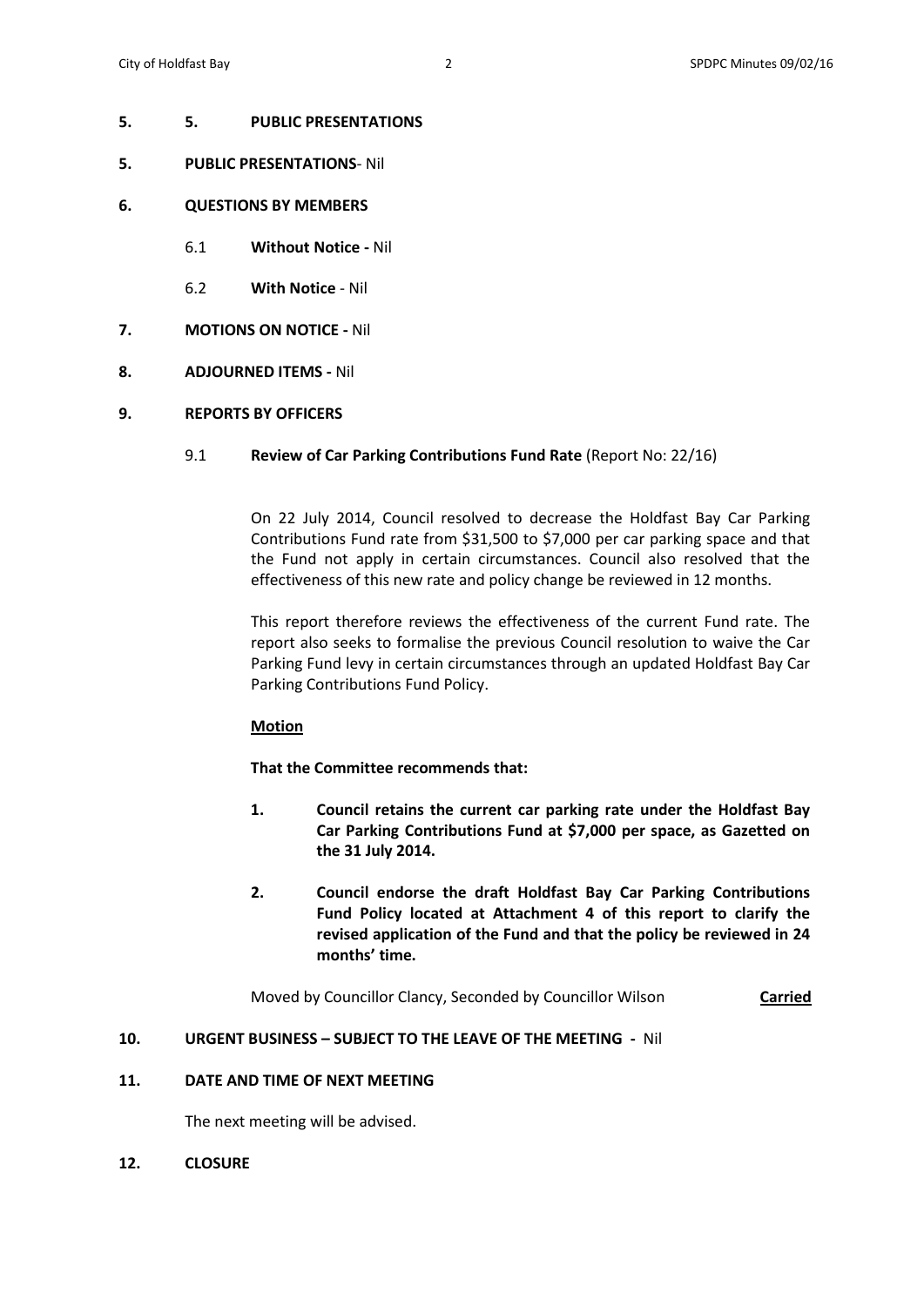**5. 5. PUBLIC PRESENTATIONS**

**5. PUBLIC PRESENTATIONS**- Nil

**6. QUESTIONS BY MEMBERS**

6.1 **Without Notice -** Nil

6.2 **With Notice** - Nil

**7. MOTIONS ON NOTICE -** Nil

**8. ADJOURNED ITEMS -** Nil

**9. REPORTS BY OFFICERS**

9.1 **Review of Car Parking Contributions Fund Rate** (Report No: 22/16)

On 22 July 2014, Council resolved to decrease the Holdfast Bay Car Parking Contributions Fund rate from $31,500 to $7,000 per car parking space and that the Fund not apply in certain circumstances. Council also resolved that the effectiveness of this new rate and policy change be reviewed in 12 months.

This report therefore reviews the effectiveness of the current Fund rate. The report also seeks to formalise the previous Council resolution to waive the Car Parking Fund levy in certain circumstances through an updated Holdfast Bay Car Parking Contributions Fund Policy.

**Motion**

**That the Committee recommends that:**

**1. Council retains the current car parking rate under the Holdfast Bay Car Parking Contributions Fund at $7,000 per space, as Gazetted on the 31 July 2014.**

**2. Council endorse the draft Holdfast Bay Car Parking Contributions Fund Policy located at Attachment 4 of this report to clarify the revised application of the Fund and that the policy be reviewed in 24 months' time.**

Moved by Councillor Clancy, Seconded by Councillor Wilson **Carried**

**10. URGENT BUSINESS – SUBJECT TO THE LEAVE OF THE MEETING -** Nil

**11. DATE AND TIME OF NEXT MEETING**

The next meeting will be advised.

**12. CLOSURE**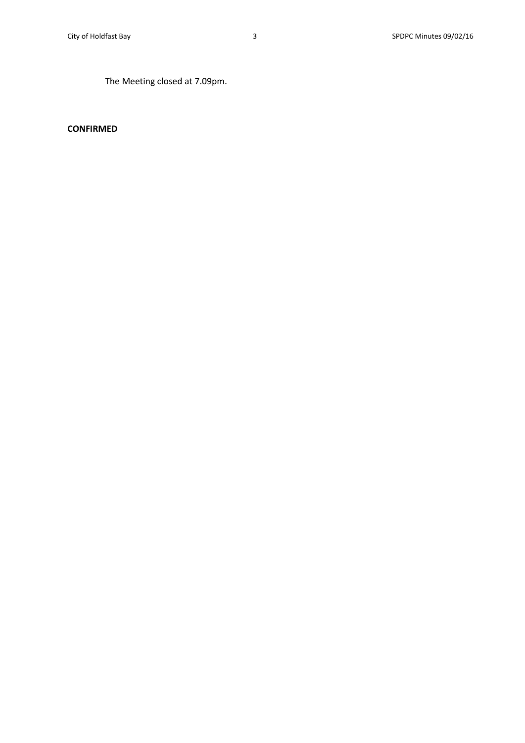The Meeting closed at 7.09pm.

**CONFIRMED**